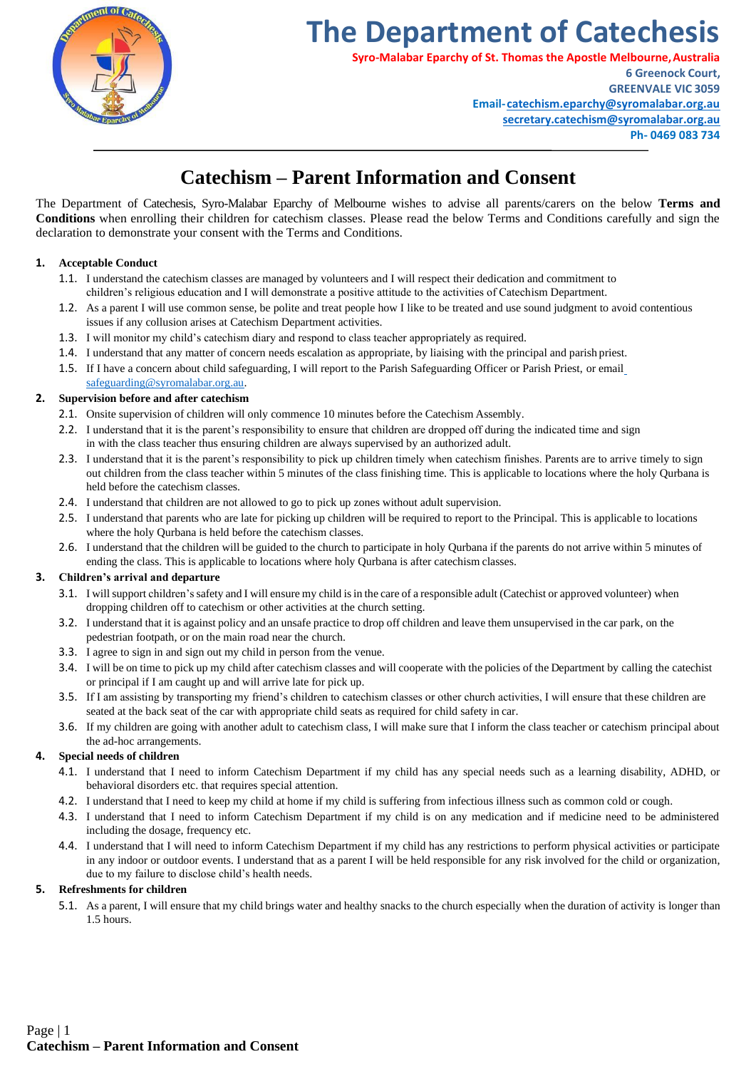# The Department of Catechesis

**Syro-Malabar Eparchy of St. Thomas the Apostle Melbourne, Australia**
**6 Greenock Court,**
**GREENVALE VIC 3059**
**Email- catechism.eparchy@syromalabar.org.au**
**secretary.catechism@syromalabar.org.au**
**Ph- 0469 083 734**

---

# Catechism – Parent Information and Consent

The Department of Catechesis, Syro-Malabar Eparchy of Melbourne wishes to advise all parents/carers on the below **Terms and Conditions** when enrolling their children for catechism classes. Please read the below Terms and Conditions carefully and sign the declaration to demonstrate your consent with the Terms and Conditions.

**1. Acceptable Conduct**

1.1. I understand the catechism classes are managed by volunteers and I will respect their dedication and commitment to children's religious education and I will demonstrate a positive attitude to the activities of Catechism Department.

1.2. As a parent I will use common sense, be polite and treat people how I like to be treated and use sound judgment to avoid contentious issues if any collusion arises at Catechism Department activities.

1.3. I will monitor my child's catechism diary and respond to class teacher appropriately as required.

1.4. I understand that any matter of concern needs escalation as appropriate, by liaising with the principal and parish priest.

1.5. If I have a concern about child safeguarding, I will report to the Parish Safeguarding Officer or Parish Priest, or email safeguarding@syromalabar.org.au.

**2. Supervision before and after catechism**

2.1. Onsite supervision of children will only commence 10 minutes before the Catechism Assembly.

2.2. I understand that it is the parent's responsibility to ensure that children are dropped off during the indicated time and sign in with the class teacher thus ensuring children are always supervised by an authorized adult.

2.3. I understand that it is the parent's responsibility to pick up children timely when catechism finishes. Parents are to arrive timely to sign out children from the class teacher within 5 minutes of the class finishing time. This is applicable to locations where the holy Qurbana is held before the catechism classes.

2.4. I understand that children are not allowed to go to pick up zones without adult supervision.

2.5. I understand that parents who are late for picking up children will be required to report to the Principal. This is applicable to locations where the holy Qurbana is held before the catechism classes.

2.6. I understand that the children will be guided to the church to participate in holy Qurbana if the parents do not arrive within 5 minutes of ending the class. This is applicable to locations where holy Qurbana is after catechism classes.

**3. Children's arrival and departure**

3.1. I will support children's safety and I will ensure my child is in the care of a responsible adult (Catechist or approved volunteer) when dropping children off to catechism or other activities at the church setting.

3.2. I understand that it is against policy and an unsafe practice to drop off children and leave them unsupervised in the car park, on the pedestrian footpath, or on the main road near the church.

3.3. I agree to sign in and sign out my child in person from the venue.

3.4. I will be on time to pick up my child after catechism classes and will cooperate with the policies of the Department by calling the catechist or principal if I am caught up and will arrive late for pick up.

3.5. If I am assisting by transporting my friend's children to catechism classes or other church activities, I will ensure that these children are seated at the back seat of the car with appropriate child seats as required for child safety in car.

3.6. If my children are going with another adult to catechism class, I will make sure that I inform the class teacher or catechism principal about the ad-hoc arrangements.

**4. Special needs of children**

4.1. I understand that I need to inform Catechism Department if my child has any special needs such as a learning disability, ADHD, or behavioral disorders etc. that requires special attention.

4.2. I understand that I need to keep my child at home if my child is suffering from infectious illness such as common cold or cough.

4.3. I understand that I need to inform Catechism Department if my child is on any medication and if medicine need to be administered including the dosage, frequency etc.

4.4. I understand that I will need to inform Catechism Department if my child has any restrictions to perform physical activities or participate in any indoor or outdoor events. I understand that as a parent I will be held responsible for any risk involved for the child or organization, due to my failure to disclose child's health needs.

**5. Refreshments for children**

5.1. As a parent, I will ensure that my child brings water and healthy snacks to the church especially when the duration of activity is longer than 1.5 hours.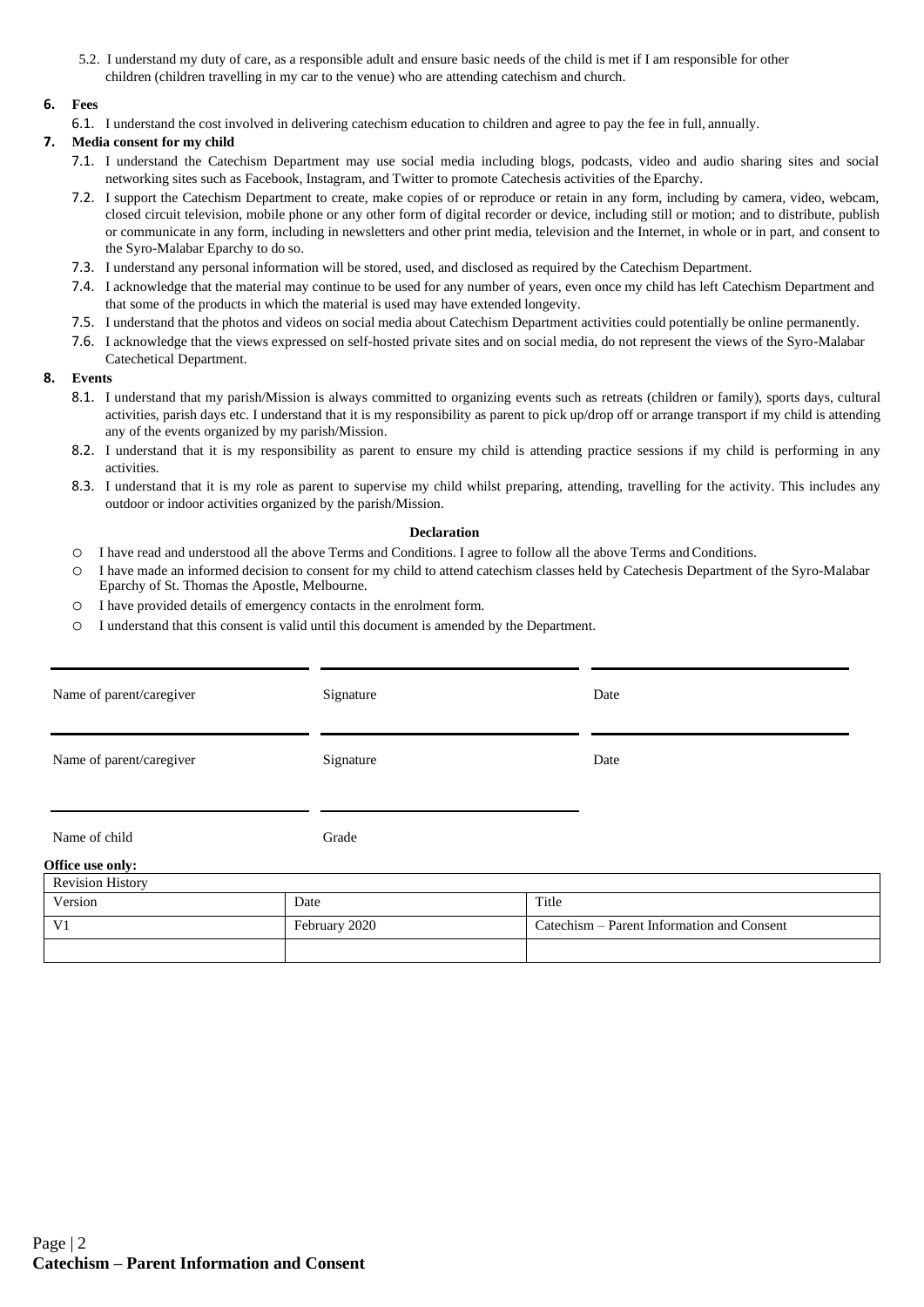5.2. I understand my duty of care, as a responsible adult and ensure basic needs of the child is met if I am responsible for other children (children travelling in my car to the venue) who are attending catechism and church.

**6. Fees**

6.1. I understand the cost involved in delivering catechism education to children and agree to pay the fee in full, annually.

**7. Media consent for my child**

7.1. I understand the Catechism Department may use social media including blogs, podcasts, video and audio sharing sites and social networking sites such as Facebook, Instagram, and Twitter to promote Catechesis activities of the Eparchy.

7.2. I support the Catechism Department to create, make copies of or reproduce or retain in any form, including by camera, video, webcam, closed circuit television, mobile phone or any other form of digital recorder or device, including still or motion; and to distribute, publish or communicate in any form, including in newsletters and other print media, television and the Internet, in whole or in part, and consent to the Syro-Malabar Eparchy to do so.

7.3. I understand any personal information will be stored, used, and disclosed as required by the Catechism Department.

7.4. I acknowledge that the material may continue to be used for any number of years, even once my child has left Catechism Department and that some of the products in which the material is used may have extended longevity.

7.5. I understand that the photos and videos on social media about Catechism Department activities could potentially be online permanently.

7.6. I acknowledge that the views expressed on self-hosted private sites and on social media, do not represent the views of the Syro-Malabar Catechetical Department.

**8. Events**

8.1. I understand that my parish/Mission is always committed to organizing events such as retreats (children or family), sports days, cultural activities, parish days etc. I understand that it is my responsibility as parent to pick up/drop off or arrange transport if my child is attending any of the events organized by my parish/Mission.

8.2. I understand that it is my responsibility as parent to ensure my child is attending practice sessions if my child is performing in any activities.

8.3. I understand that it is my role as parent to supervise my child whilst preparing, attending, travelling for the activity. This includes any outdoor or indoor activities organized by the parish/Mission.

**Declaration**

- I have read and understood all the above Terms and Conditions. I agree to follow all the above Terms and Conditions.
- I have made an informed decision to consent for my child to attend catechism classes held by Catechesis Department of the Syro-Malabar Eparchy of St. Thomas the Apostle, Melbourne.
- I have provided details of emergency contacts in the enrolment form.
- I understand that this consent is valid until this document is amended by the Department.

Name of parent/caregiver ______________ Signature ______________ Date ______________

Name of parent/caregiver ______________ Signature ______________ Date ______________

Name of child ______________ Grade ______________

**Office use only:**

| Revision History | | |
|---|---|---|
| Version | Date | Title |
| V1 | February 2020 | Catechism – Parent Information and Consent |
| | | |